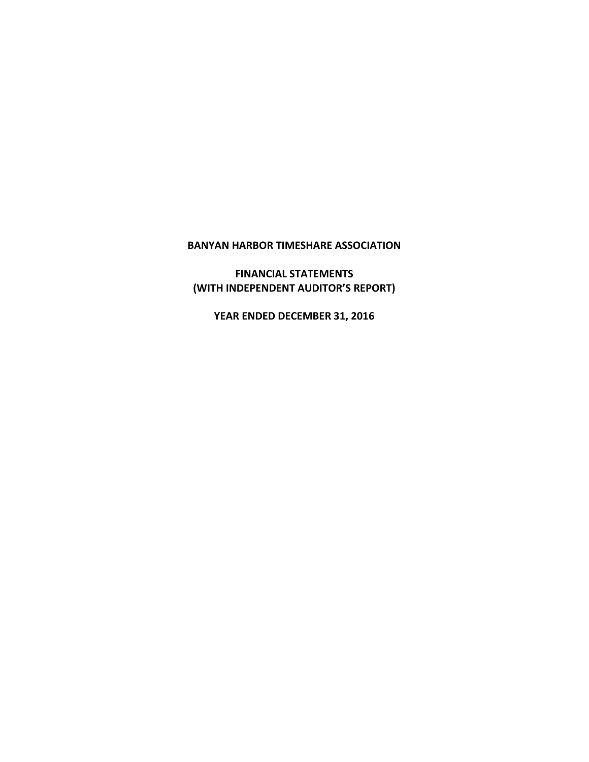# BANYAN HARBOR TIMESHARE ASSOCIATION

## FINANCIAL STATEMENTS
## (WITH INDEPENDENT AUDITOR'S REPORT)

## YEAR ENDED DECEMBER 31, 2016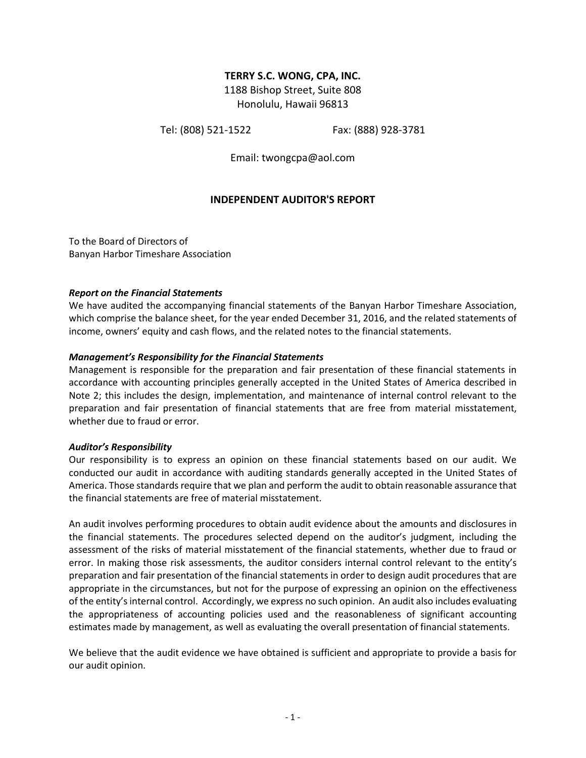**TERRY S.C. WONG, CPA, INC.**
1188 Bishop Street, Suite 808
Honolulu, Hawaii 96813

Tel: (808) 521-1522 Fax: (888) 928-3781

Email: twongcpa@aol.com

## INDEPENDENT AUDITOR'S REPORT

To the Board of Directors of
Banyan Harbor Timeshare Association

***Report on the Financial Statements***
We have audited the accompanying financial statements of the Banyan Harbor Timeshare Association, which comprise the balance sheet, for the year ended December 31, 2016, and the related statements of income, owners' equity and cash flows, and the related notes to the financial statements.

***Management's Responsibility for the Financial Statements***
Management is responsible for the preparation and fair presentation of these financial statements in accordance with accounting principles generally accepted in the United States of America described in Note 2; this includes the design, implementation, and maintenance of internal control relevant to the preparation and fair presentation of financial statements that are free from material misstatement, whether due to fraud or error.

***Auditor's Responsibility***
Our responsibility is to express an opinion on these financial statements based on our audit. We conducted our audit in accordance with auditing standards generally accepted in the United States of America. Those standards require that we plan and perform the audit to obtain reasonable assurance that the financial statements are free of material misstatement.

An audit involves performing procedures to obtain audit evidence about the amounts and disclosures in the financial statements. The procedures selected depend on the auditor's judgment, including the assessment of the risks of material misstatement of the financial statements, whether due to fraud or error. In making those risk assessments, the auditor considers internal control relevant to the entity's preparation and fair presentation of the financial statements in order to design audit procedures that are appropriate in the circumstances, but not for the purpose of expressing an opinion on the effectiveness of the entity's internal control. Accordingly, we express no such opinion. An audit also includes evaluating the appropriateness of accounting policies used and the reasonableness of significant accounting estimates made by management, as well as evaluating the overall presentation of financial statements.

We believe that the audit evidence we have obtained is sufficient and appropriate to provide a basis for our audit opinion.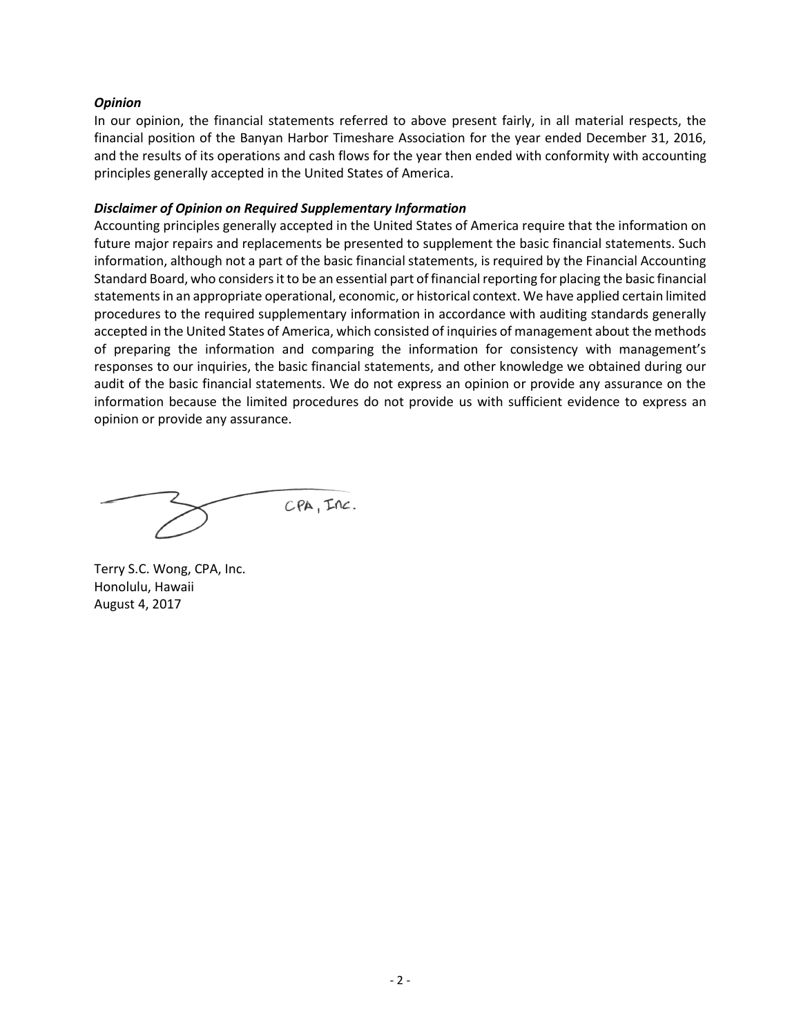### *Opinion*

In our opinion, the financial statements referred to above present fairly, in all material respects, the financial position of the Banyan Harbor Timeshare Association for the year ended December 31, 2016, and the results of its operations and cash flows for the year then ended with conformity with accounting principles generally accepted in the United States of America.

### *Disclaimer of Opinion on Required Supplementary Information*

Accounting principles generally accepted in the United States of America require that the information on future major repairs and replacements be presented to supplement the basic financial statements. Such information, although not a part of the basic financial statements, is required by the Financial Accounting Standard Board, who considers it to be an essential part of financial reporting for placing the basic financial statements in an appropriate operational, economic, or historical context. We have applied certain limited procedures to the required supplementary information in accordance with auditing standards generally accepted in the United States of America, which consisted of inquiries of management about the methods of preparing the information and comparing the information for consistency with management's responses to our inquiries, the basic financial statements, and other knowledge we obtained during our audit of the basic financial statements. We do not express an opinion or provide any assurance on the information because the limited procedures do not provide us with sufficient evidence to express an opinion or provide any assurance.

CPA, Inc.

Terry S.C. Wong, CPA, Inc.
Honolulu, Hawaii
August 4, 2017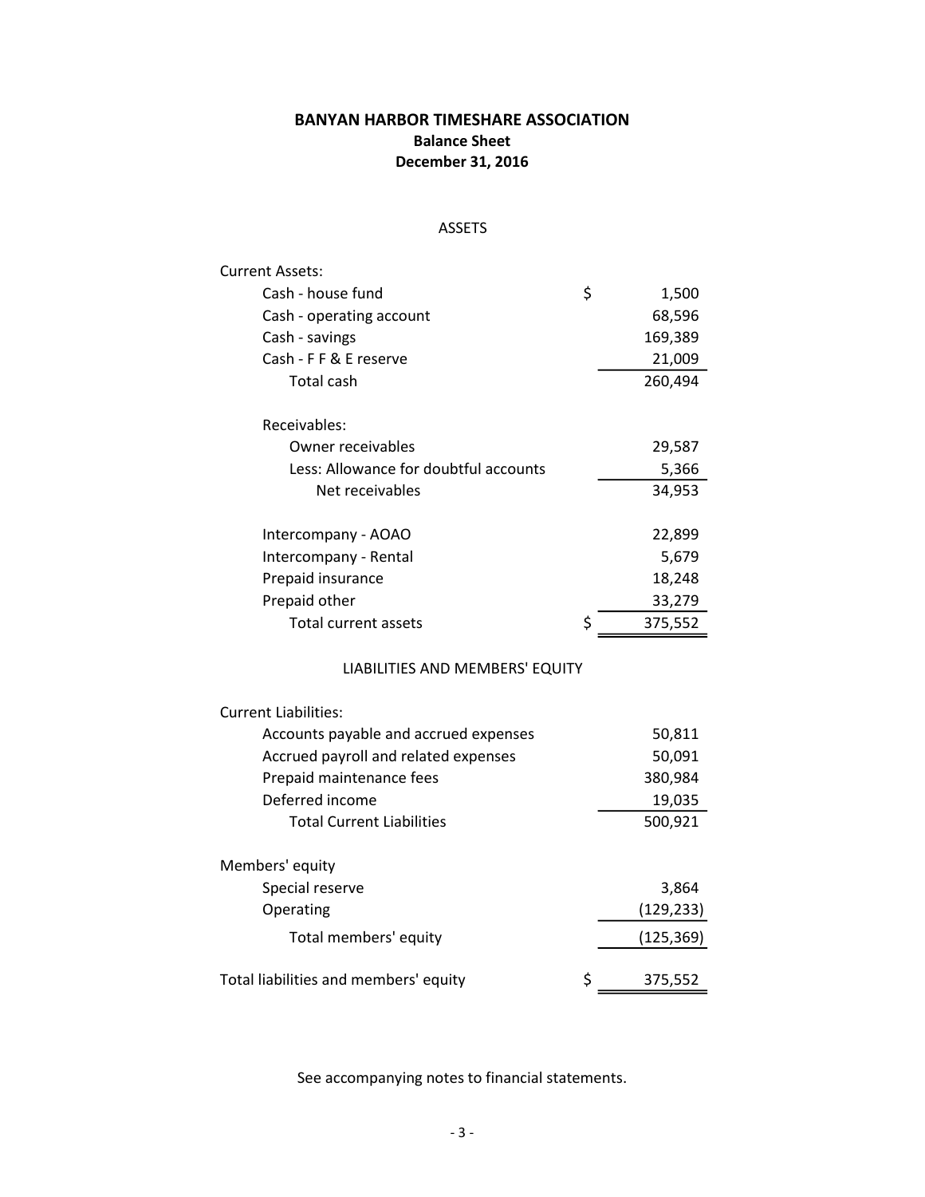# BANYAN HARBOR TIMESHARE ASSOCIATION

**Balance Sheet**

**December 31, 2016**

ASSETS

| | |
|---|---|
| Current Assets: | |
| Cash - house fund | $ 1,500 |
| Cash - operating account | 68,596 |
| Cash - savings | 169,389 |
| Cash - F F & E reserve | 21,009 |
| Total cash | 260,494 |
| | |
| Receivables: | |
| Owner receivables | 29,587 |
| Less: Allowance for doubtful accounts | 5,366 |
| Net receivables | 34,953 |
| | |
| Intercompany - AOAO | 22,899 |
| Intercompany - Rental | 5,679 |
| Prepaid insurance | 18,248 |
| Prepaid other | 33,279 |
| Total current assets | $ 375,552 |

LIABILITIES AND MEMBERS' EQUITY

| | |
|---|---|
| Current Liabilities: | |
| Accounts payable and accrued expenses | 50,811 |
| Accrued payroll and related expenses | 50,091 |
| Prepaid maintenance fees | 380,984 |
| Deferred income | 19,035 |
| Total Current Liabilities | 500,921 |
| | |
| Members' equity | |
| Special reserve | 3,864 |
| Operating | (129,233) |
| Total members' equity | (125,369) |
| | |
| Total liabilities and members' equity | $ 375,552 |

See accompanying notes to financial statements.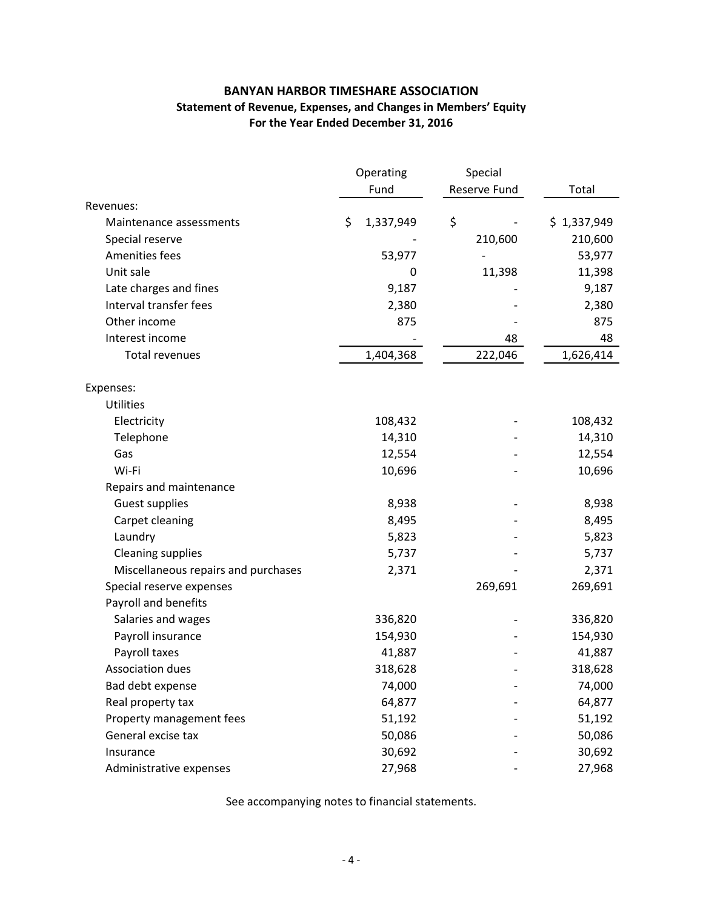**BANYAN HARBOR TIMESHARE ASSOCIATION**

**Statement of Revenue, Expenses, and Changes in Members' Equity**

**For the Year Ended December 31, 2016**

| | Operating Fund | Special Reserve Fund | Total |
|---|---|---|---|
| Revenues: | | | |
| Maintenance assessments | $ 1,337,949 | $ - | $ 1,337,949 |
| Special reserve | - | 210,600 | 210,600 |
| Amenities fees | 53,977 | - | 53,977 |
| Unit sale | 0 | 11,398 | 11,398 |
| Late charges and fines | 9,187 | - | 9,187 |
| Interval transfer fees | 2,380 | - | 2,380 |
| Other income | 875 | - | 875 |
| Interest income | - | 48 | 48 |
| Total revenues | 1,404,368 | 222,046 | 1,626,414 |
| | | | |
| Expenses: | | | |
| Utilities | | | |
| Electricity | 108,432 | - | 108,432 |
| Telephone | 14,310 | - | 14,310 |
| Gas | 12,554 | - | 12,554 |
| Wi-Fi | 10,696 | - | 10,696 |
| Repairs and maintenance | | | |
| Guest supplies | 8,938 | - | 8,938 |
| Carpet cleaning | 8,495 | - | 8,495 |
| Laundry | 5,823 | - | 5,823 |
| Cleaning supplies | 5,737 | - | 5,737 |
| Miscellaneous repairs and purchases | 2,371 | - | 2,371 |
| Special reserve expenses | | 269,691 | 269,691 |
| Payroll and benefits | | | |
| Salaries and wages | 336,820 | - | 336,820 |
| Payroll insurance | 154,930 | - | 154,930 |
| Payroll taxes | 41,887 | - | 41,887 |
| Association dues | 318,628 | - | 318,628 |
| Bad debt expense | 74,000 | - | 74,000 |
| Real property tax | 64,877 | - | 64,877 |
| Property management fees | 51,192 | - | 51,192 |
| General excise tax | 50,086 | - | 50,086 |
| Insurance | 30,692 | - | 30,692 |
| Administrative expenses | 27,968 | - | 27,968 |

See accompanying notes to financial statements.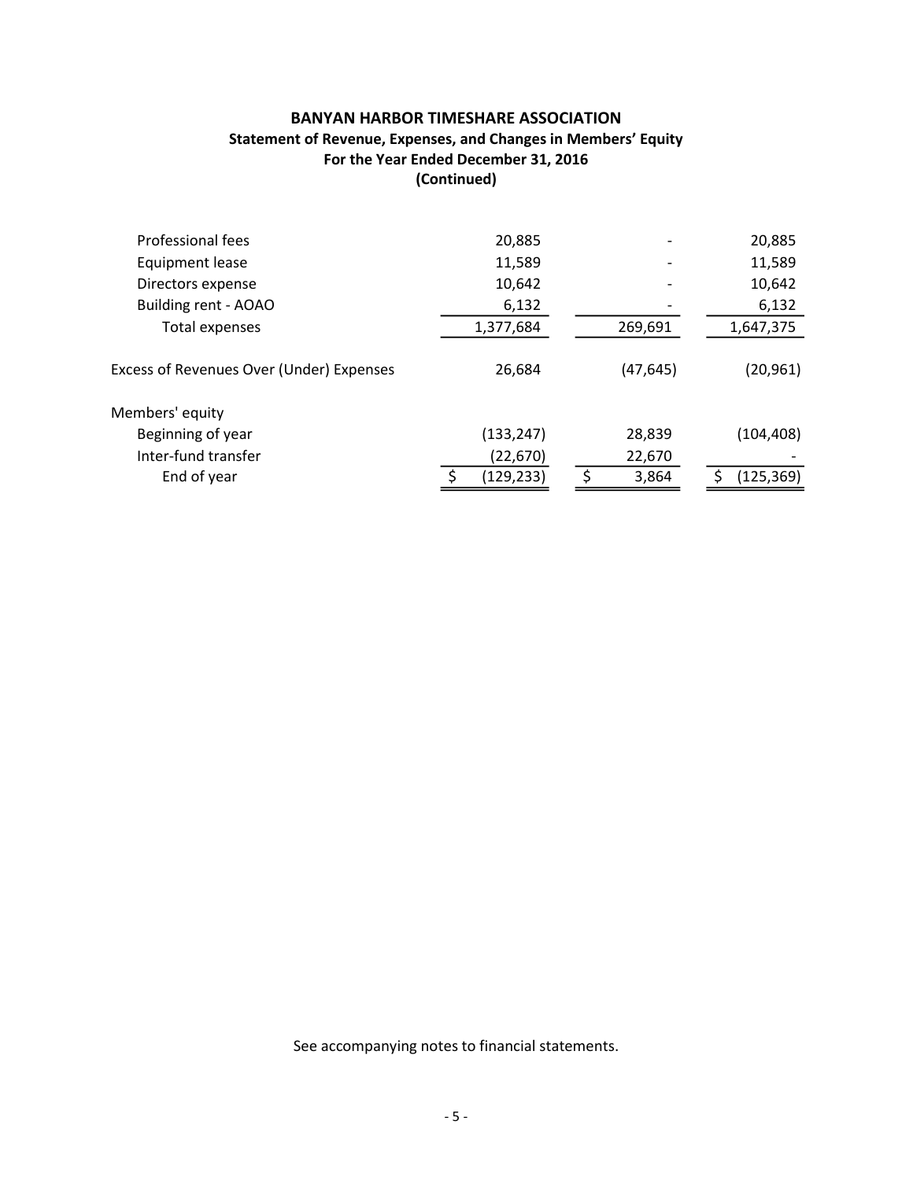**BANYAN HARBOR TIMESHARE ASSOCIATION**
**Statement of Revenue, Expenses, and Changes in Members' Equity**
**For the Year Ended December 31, 2016**
**(Continued)**

| | | | |
|---|---|---|---|
| Professional fees | 20,885 | - | 20,885 |
| Equipment lease | 11,589 | - | 11,589 |
| Directors expense | 10,642 | - | 10,642 |
| Building rent - AOAO | 6,132 | - | 6,132 |
| Total expenses | 1,377,684 | 269,691 | 1,647,375 |
| Excess of Revenues Over (Under) Expenses | 26,684 | (47,645) | (20,961) |
| Members' equity | | | |
| Beginning of year | (133,247) | 28,839 | (104,408) |
| Inter-fund transfer | (22,670) | 22,670 | - |
| End of year | $ (129,233) | $ 3,864 | $ (125,369) |

See accompanying notes to financial statements.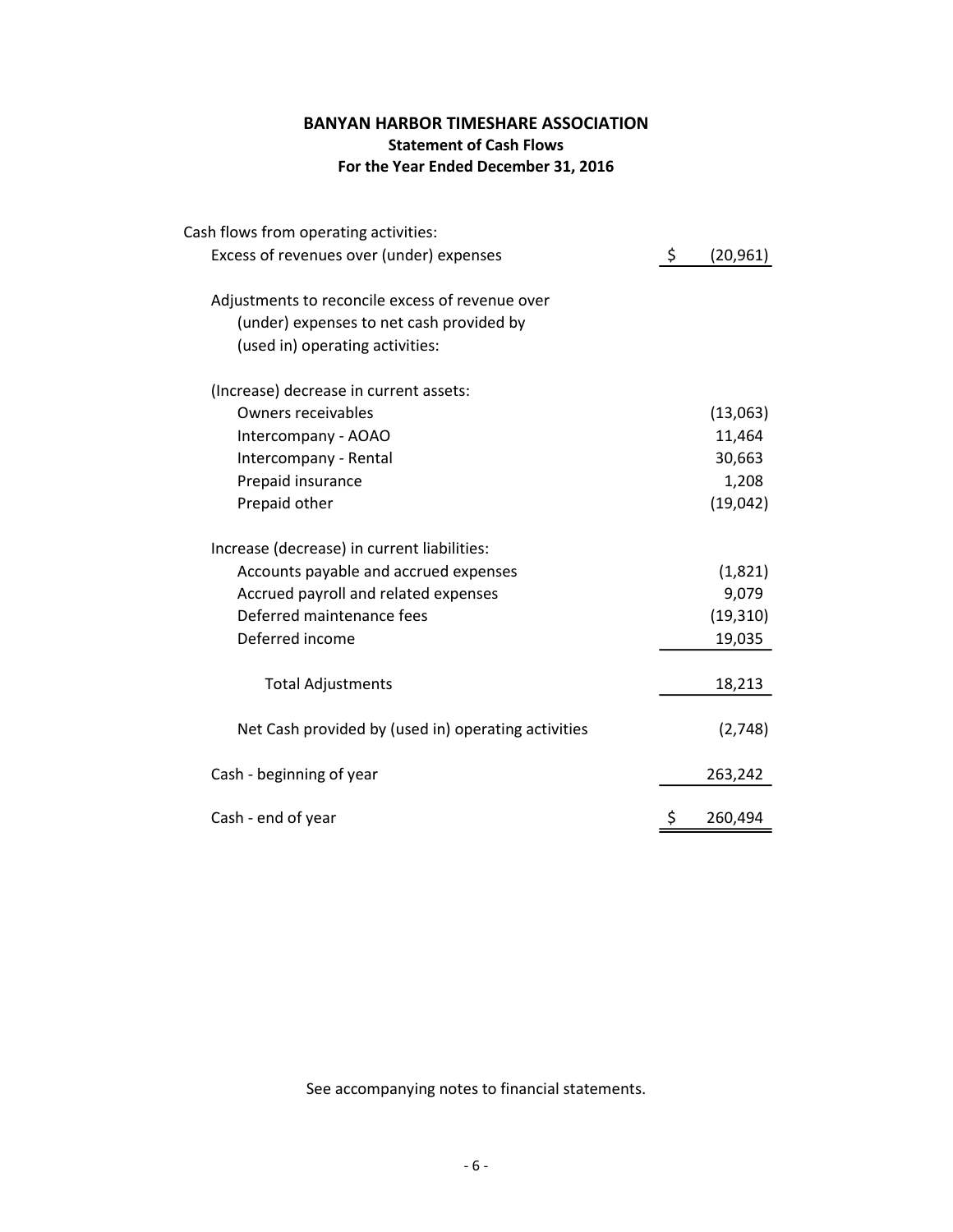# BANYAN HARBOR TIMESHARE ASSOCIATION
## Statement of Cash Flows
## For the Year Ended December 31, 2016

| | |
|---|---|
| Cash flows from operating activities: | |
| Excess of revenues over (under) expenses | $ (20,961) |
| Adjustments to reconcile excess of revenue over (under) expenses to net cash provided by (used in) operating activities: | |
| (Increase) decrease in current assets: | |
| Owners receivables | (13,063) |
| Intercompany - AOAO | 11,464 |
| Intercompany - Rental | 30,663 |
| Prepaid insurance | 1,208 |
| Prepaid other | (19,042) |
| Increase (decrease) in current liabilities: | |
| Accounts payable and accrued expenses | (1,821) |
| Accrued payroll and related expenses | 9,079 |
| Deferred maintenance fees | (19,310) |
| Deferred income | 19,035 |
| Total Adjustments | 18,213 |
| Net Cash provided by (used in) operating activities | (2,748) |
| Cash - beginning of year | 263,242 |
| Cash - end of year | $ 260,494 |

See accompanying notes to financial statements.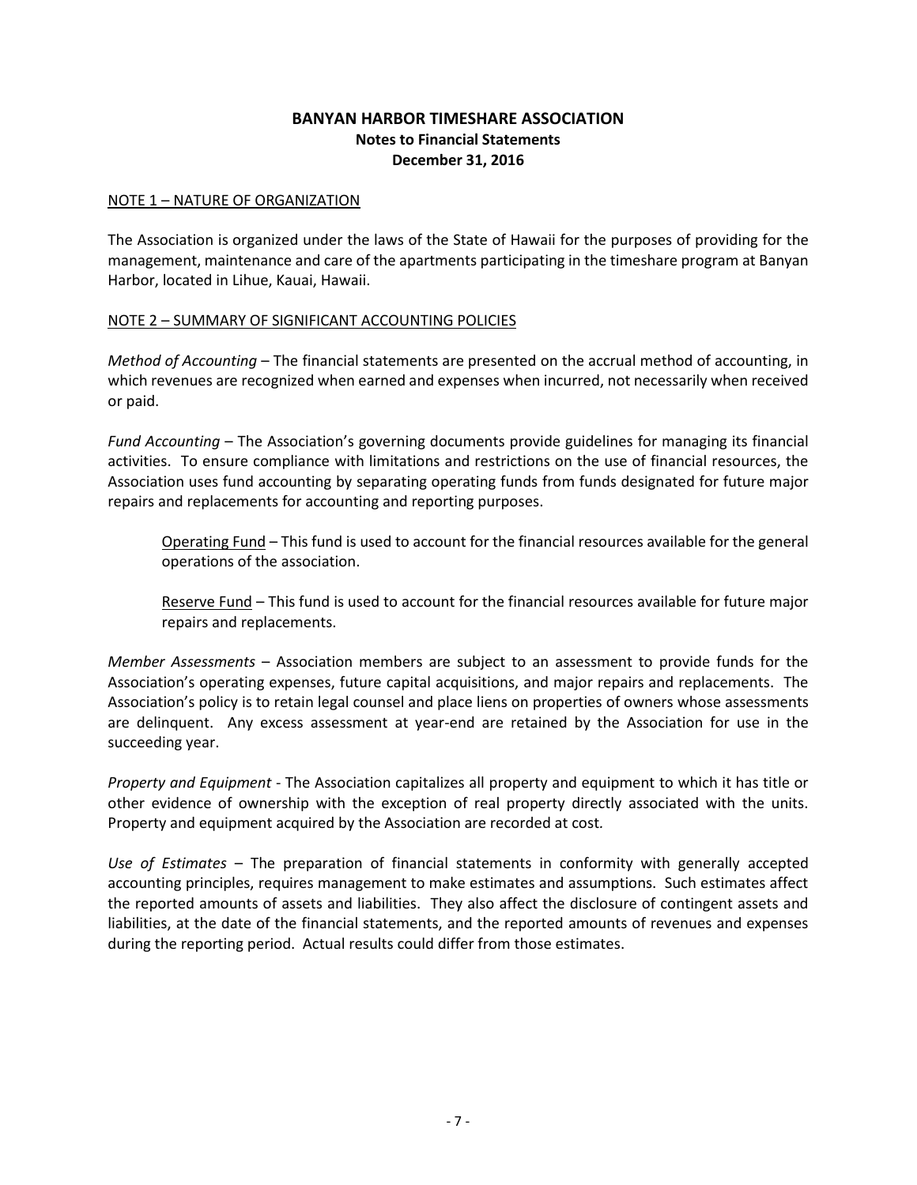# BANYAN HARBOR TIMESHARE ASSOCIATION
## Notes to Financial Statements
## December 31, 2016

NOTE 1 – NATURE OF ORGANIZATION

The Association is organized under the laws of the State of Hawaii for the purposes of providing for the management, maintenance and care of the apartments participating in the timeshare program at Banyan Harbor, located in Lihue, Kauai, Hawaii.

NOTE 2 – SUMMARY OF SIGNIFICANT ACCOUNTING POLICIES

*Method of Accounting* – The financial statements are presented on the accrual method of accounting, in which revenues are recognized when earned and expenses when incurred, not necessarily when received or paid.

*Fund Accounting* – The Association's governing documents provide guidelines for managing its financial activities. To ensure compliance with limitations and restrictions on the use of financial resources, the Association uses fund accounting by separating operating funds from funds designated for future major repairs and replacements for accounting and reporting purposes.

> Operating Fund – This fund is used to account for the financial resources available for the general operations of the association.
>
> Reserve Fund – This fund is used to account for the financial resources available for future major repairs and replacements.

*Member Assessments* – Association members are subject to an assessment to provide funds for the Association's operating expenses, future capital acquisitions, and major repairs and replacements. The Association's policy is to retain legal counsel and place liens on properties of owners whose assessments are delinquent. Any excess assessment at year-end are retained by the Association for use in the succeeding year.

*Property and Equipment* - The Association capitalizes all property and equipment to which it has title or other evidence of ownership with the exception of real property directly associated with the units. Property and equipment acquired by the Association are recorded at cost.

*Use of Estimates* – The preparation of financial statements in conformity with generally accepted accounting principles, requires management to make estimates and assumptions. Such estimates affect the reported amounts of assets and liabilities. They also affect the disclosure of contingent assets and liabilities, at the date of the financial statements, and the reported amounts of revenues and expenses during the reporting period. Actual results could differ from those estimates.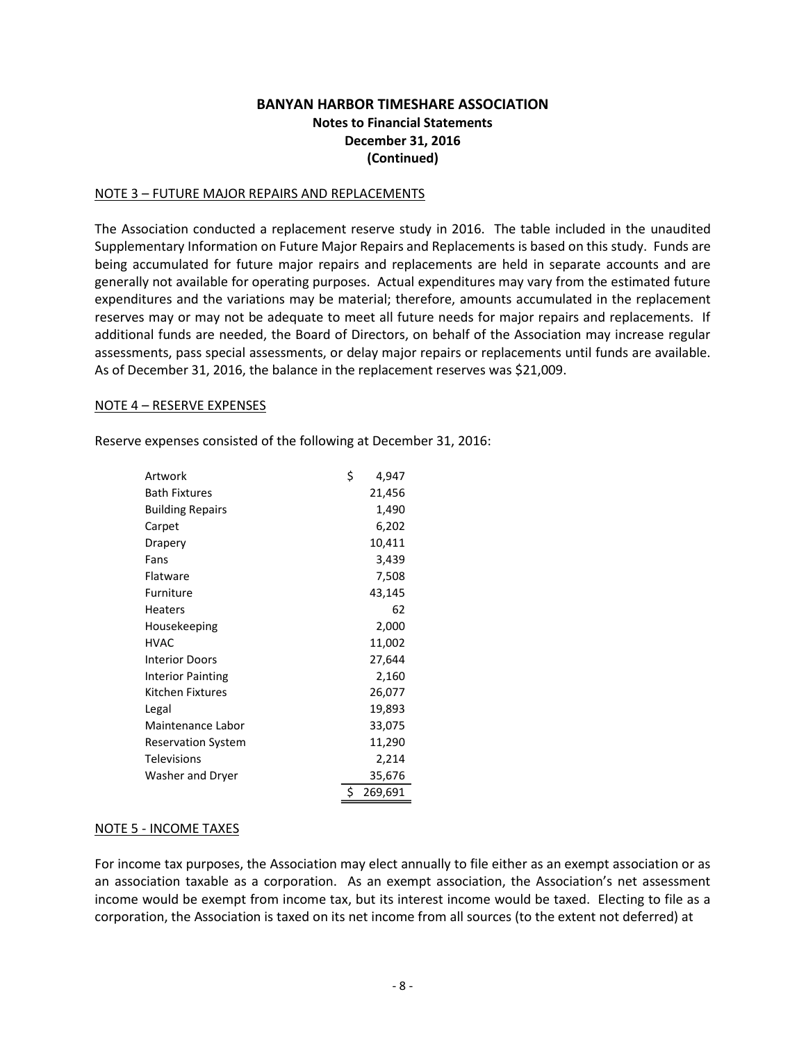**BANYAN HARBOR TIMESHARE ASSOCIATION**
**Notes to Financial Statements**
**December 31, 2016**
**(Continued)**

NOTE 3 – FUTURE MAJOR REPAIRS AND REPLACEMENTS

The Association conducted a replacement reserve study in 2016. The table included in the unaudited Supplementary Information on Future Major Repairs and Replacements is based on this study. Funds are being accumulated for future major repairs and replacements are held in separate accounts and are generally not available for operating purposes. Actual expenditures may vary from the estimated future expenditures and the variations may be material; therefore, amounts accumulated in the replacement reserves may or may not be adequate to meet all future needs for major repairs and replacements. If additional funds are needed, the Board of Directors, on behalf of the Association may increase regular assessments, pass special assessments, or delay major repairs or replacements until funds are available. As of December 31, 2016, the balance in the replacement reserves was $21,009.

NOTE 4 – RESERVE EXPENSES

Reserve expenses consisted of the following at December 31, 2016:

| | |
|---|---|
| Artwork | $ 4,947 |
| Bath Fixtures | 21,456 |
| Building Repairs | 1,490 |
| Carpet | 6,202 |
| Drapery | 10,411 |
| Fans | 3,439 |
| Flatware | 7,508 |
| Furniture | 43,145 |
| Heaters | 62 |
| Housekeeping | 2,000 |
| HVAC | 11,002 |
| Interior Doors | 27,644 |
| Interior Painting | 2,160 |
| Kitchen Fixtures | 26,077 |
| Legal | 19,893 |
| Maintenance Labor | 33,075 |
| Reservation System | 11,290 |
| Televisions | 2,214 |
| Washer and Dryer | 35,676 |
| | $ 269,691 |

NOTE 5 - INCOME TAXES

For income tax purposes, the Association may elect annually to file either as an exempt association or as an association taxable as a corporation. As an exempt association, the Association's net assessment income would be exempt from income tax, but its interest income would be taxed. Electing to file as a corporation, the Association is taxed on its net income from all sources (to the extent not deferred) at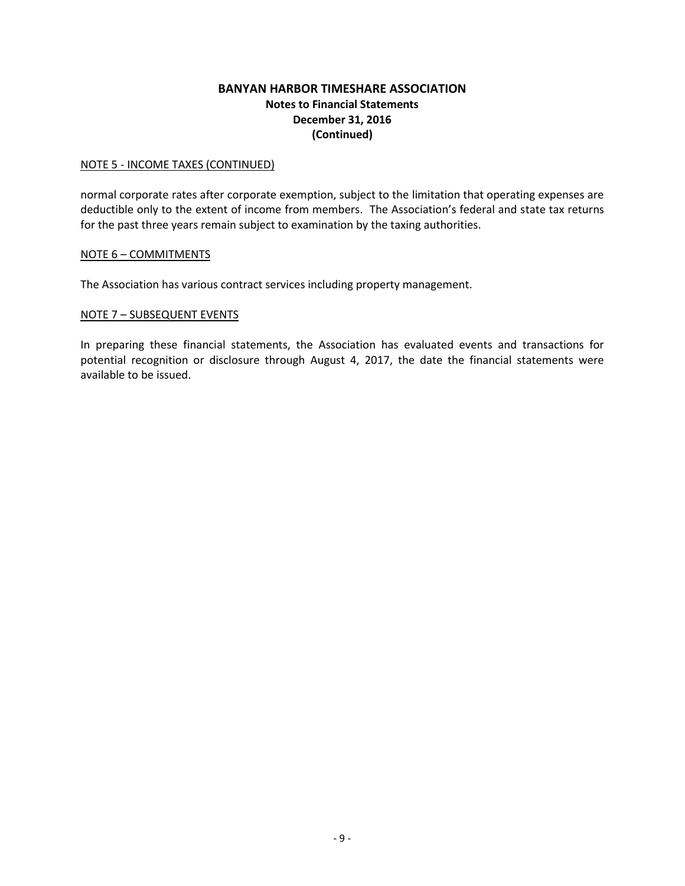# BANYAN HARBOR TIMESHARE ASSOCIATION

## Notes to Financial Statements

## December 31, 2016

## (Continued)

NOTE 5 - INCOME TAXES (CONTINUED)

normal corporate rates after corporate exemption, subject to the limitation that operating expenses are deductible only to the extent of income from members. The Association's federal and state tax returns for the past three years remain subject to examination by the taxing authorities.

NOTE 6 – COMMITMENTS

The Association has various contract services including property management.

NOTE 7 – SUBSEQUENT EVENTS

In preparing these financial statements, the Association has evaluated events and transactions for potential recognition or disclosure through August 4, 2017, the date the financial statements were available to be issued.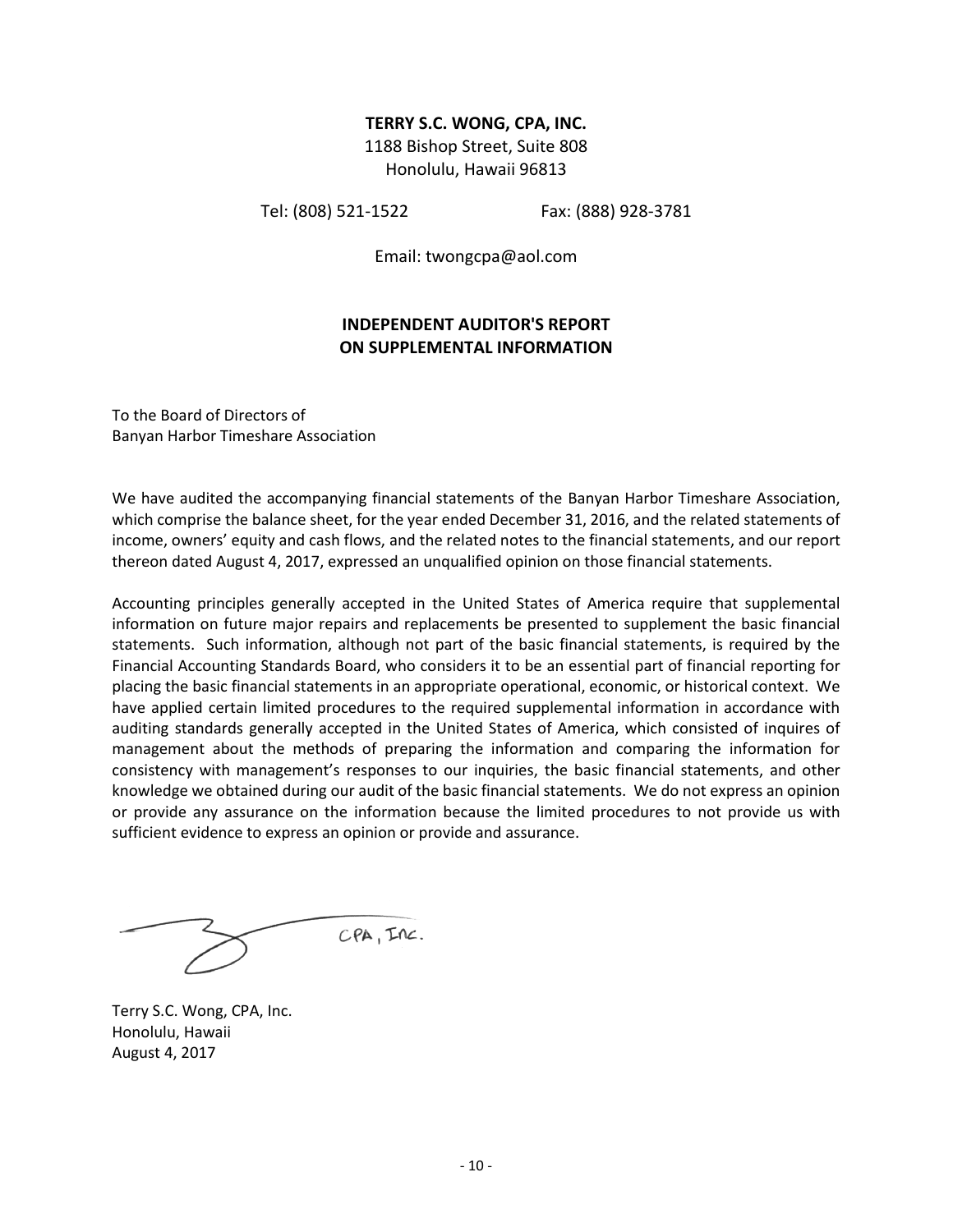**TERRY S.C. WONG, CPA, INC.**
1188 Bishop Street, Suite 808
Honolulu, Hawaii 96813

Tel: (808) 521-1522 Fax: (888) 928-3781

Email: twongcpa@aol.com

## INDEPENDENT AUDITOR'S REPORT ON SUPPLEMENTAL INFORMATION

To the Board of Directors of
Banyan Harbor Timeshare Association

We have audited the accompanying financial statements of the Banyan Harbor Timeshare Association, which comprise the balance sheet, for the year ended December 31, 2016, and the related statements of income, owners' equity and cash flows, and the related notes to the financial statements, and our report thereon dated August 4, 2017, expressed an unqualified opinion on those financial statements.

Accounting principles generally accepted in the United States of America require that supplemental information on future major repairs and replacements be presented to supplement the basic financial statements. Such information, although not part of the basic financial statements, is required by the Financial Accounting Standards Board, who considers it to be an essential part of financial reporting for placing the basic financial statements in an appropriate operational, economic, or historical context. We have applied certain limited procedures to the required supplemental information in accordance with auditing standards generally accepted in the United States of America, which consisted of inquires of management about the methods of preparing the information and comparing the information for consistency with management's responses to our inquiries, the basic financial statements, and other knowledge we obtained during our audit of the basic financial statements. We do not express an opinion or provide any assurance on the information because the limited procedures to not provide us with sufficient evidence to express an opinion or provide and assurance.

CPA, Inc.

Terry S.C. Wong, CPA, Inc.
Honolulu, Hawaii
August 4, 2017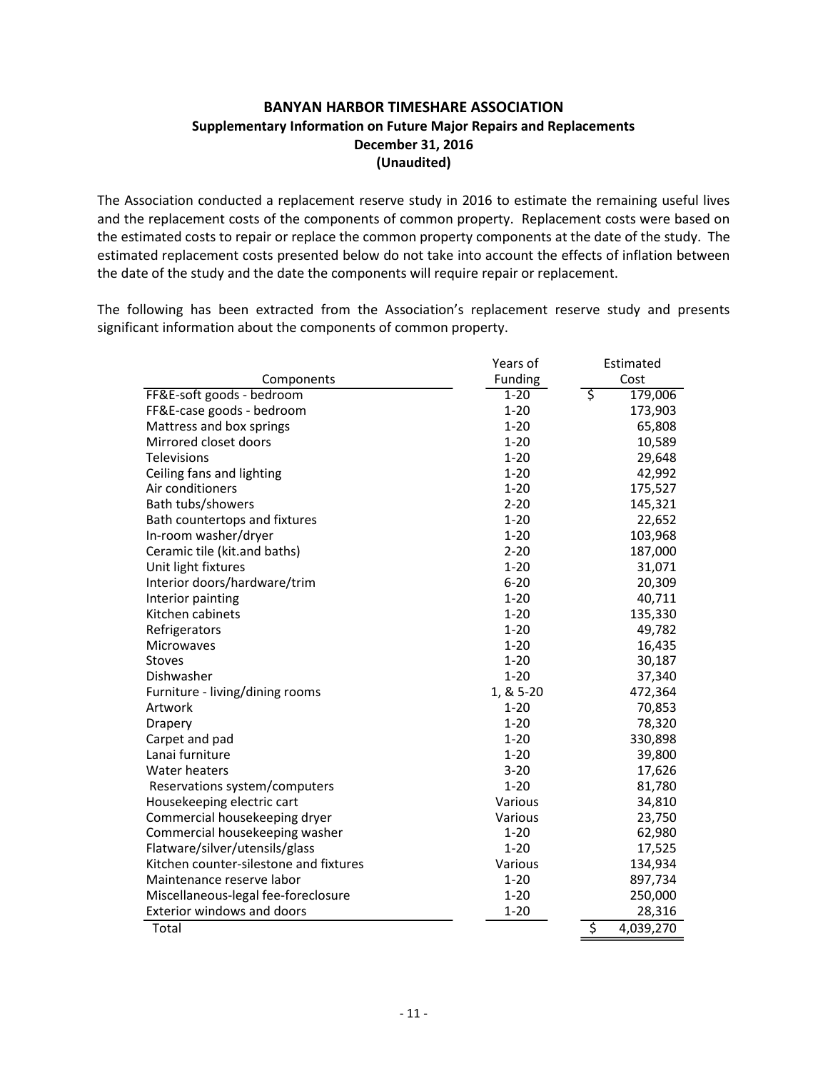# BANYAN HARBOR TIMESHARE ASSOCIATION

## Supplementary Information on Future Major Repairs and Replacements

### December 31, 2016

### (Unaudited)

The Association conducted a replacement reserve study in 2016 to estimate the remaining useful lives and the replacement costs of the components of common property. Replacement costs were based on the estimated costs to repair or replace the common property components at the date of the study. The estimated replacement costs presented below do not take into account the effects of inflation between the date of the study and the date the components will require repair or replacement.

The following has been extracted from the Association's replacement reserve study and presents significant information about the components of common property.

| Components | Years of Funding | Estimated Cost |
|---|---|---|
| FF&E-soft goods - bedroom | 1-20 | $ 179,006 |
| FF&E-case goods - bedroom | 1-20 | 173,903 |
| Mattress and box springs | 1-20 | 65,808 |
| Mirrored closet doors | 1-20 | 10,589 |
| Televisions | 1-20 | 29,648 |
| Ceiling fans and lighting | 1-20 | 42,992 |
| Air conditioners | 1-20 | 175,527 |
| Bath tubs/showers | 2-20 | 145,321 |
| Bath countertops and fixtures | 1-20 | 22,652 |
| In-room washer/dryer | 1-20 | 103,968 |
| Ceramic tile (kit.and baths) | 2-20 | 187,000 |
| Unit light fixtures | 1-20 | 31,071 |
| Interior doors/hardware/trim | 6-20 | 20,309 |
| Interior painting | 1-20 | 40,711 |
| Kitchen cabinets | 1-20 | 135,330 |
| Refrigerators | 1-20 | 49,782 |
| Microwaves | 1-20 | 16,435 |
| Stoves | 1-20 | 30,187 |
| Dishwasher | 1-20 | 37,340 |
| Furniture - living/dining rooms | 1, & 5-20 | 472,364 |
| Artwork | 1-20 | 70,853 |
| Drapery | 1-20 | 78,320 |
| Carpet and pad | 1-20 | 330,898 |
| Lanai furniture | 1-20 | 39,800 |
| Water heaters | 3-20 | 17,626 |
| Reservations system/computers | 1-20 | 81,780 |
| Housekeeping electric cart | Various | 34,810 |
| Commercial housekeeping dryer | Various | 23,750 |
| Commercial housekeeping washer | 1-20 | 62,980 |
| Flatware/silver/utensils/glass | 1-20 | 17,525 |
| Kitchen counter-silestone and fixtures | Various | 134,934 |
| Maintenance reserve labor | 1-20 | 897,734 |
| Miscellaneous-legal fee-foreclosure | 1-20 | 250,000 |
| Exterior windows and doors | 1-20 | 28,316 |
| Total | | $ 4,039,270 |